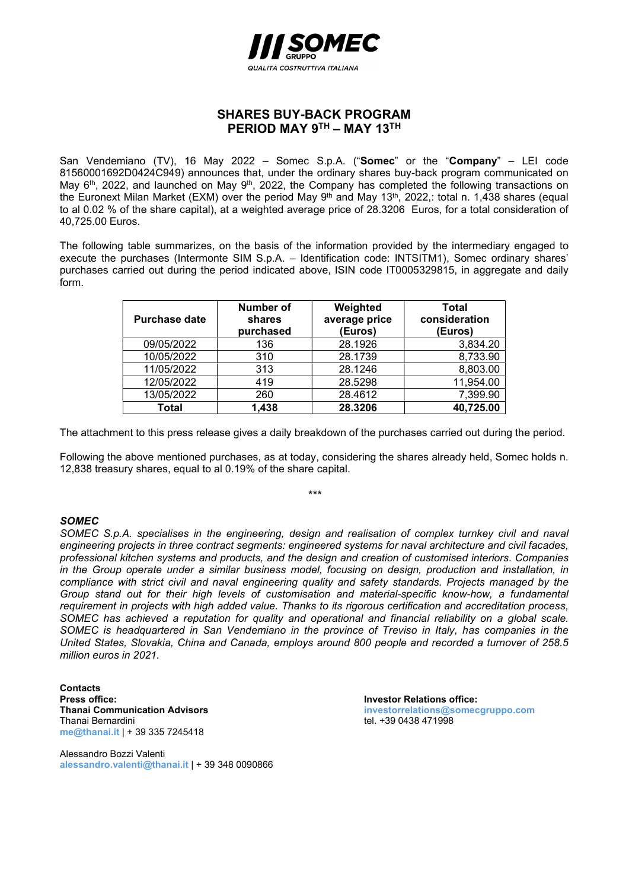# SHARES BUY-BACK PROGRAM
# PERIOD MAY 9TH – MAY 13TH

San Vendemiano (TV), 16 May 2022 – Somec S.p.A. ("**Somec**" or the "**Company**" – LEI code 81560001692D0424C949) announces that, under the ordinary shares buy-back program communicated on May 6th, 2022, and launched on May 9th, 2022, the Company has completed the following transactions on the Euronext Milan Market (EXM) over the period May 9th and May 13th, 2022,: total n. 1,438 shares (equal to al 0.02 % of the share capital), at a weighted average price of 28.3206 Euros, for a total consideration of 40,725.00 Euros.

The following table summarizes, on the basis of the information provided by the intermediary engaged to execute the purchases (Intermonte SIM S.p.A. – Identification code: INTSITM1), Somec ordinary shares' purchases carried out during the period indicated above, ISIN code IT0005329815, in aggregate and daily form.

| Purchase date | Number of shares purchased | Weighted average price (Euros) | Total consideration (Euros) |
|---|---|---|---|
| 09/05/2022 | 136 | 28.1926 | 3,834.20 |
| 10/05/2022 | 310 | 28.1739 | 8,733.90 |
| 11/05/2022 | 313 | 28.1246 | 8,803.00 |
| 12/05/2022 | 419 | 28.5298 | 11,954.00 |
| 13/05/2022 | 260 | 28.4612 | 7,399.90 |
| **Total** | **1,438** | **28.3206** | **40,725.00** |

The attachment to this press release gives a daily breakdown of the purchases carried out during the period.

Following the above mentioned purchases, as at today, considering the shares already held, Somec holds n. 12,838 treasury shares, equal to al 0.19% of the share capital.

\*\*\*

***SOMEC***

*SOMEC S.p.A. specialises in the engineering, design and realisation of complex turnkey civil and naval engineering projects in three contract segments: engineered systems for naval architecture and civil facades, professional kitchen systems and products, and the design and creation of customised interiors. Companies in the Group operate under a similar business model, focusing on design, production and installation, in compliance with strict civil and naval engineering quality and safety standards. Projects managed by the Group stand out for their high levels of customisation and material-specific know-how, a fundamental requirement in projects with high added value. Thanks to its rigorous certification and accreditation process, SOMEC has achieved a reputation for quality and operational and financial reliability on a global scale. SOMEC is headquartered in San Vendemiano in the province of Treviso in Italy, has companies in the United States, Slovakia, China and Canada, employs around 800 people and recorded a turnover of 258.5 million euros in 2021.*

**Contacts**
**Press office:**
**Thanai Communication Advisors**
Thanai Bernardini
me@thanai.it | + 39 335 7245418

Alessandro Bozzi Valenti
alessandro.valenti@thanai.it | + 39 348 0090866

**Investor Relations office:**
investorrelations@somecgruppo.com
tel. +39 0438 471998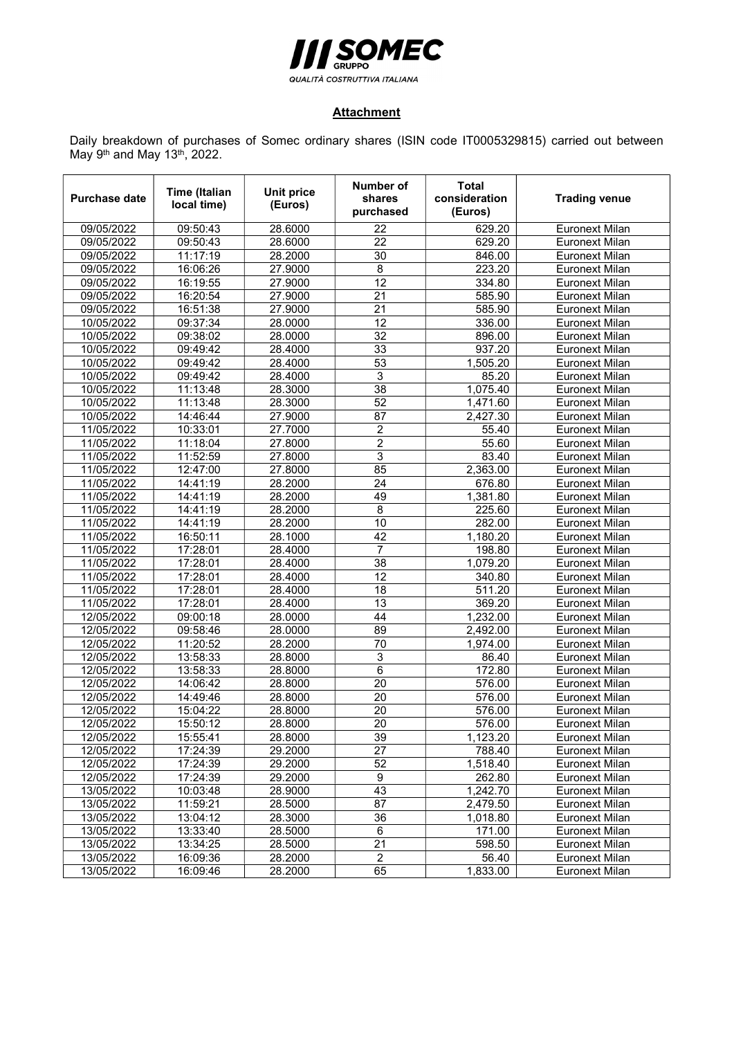## Attachment

Daily breakdown of purchases of Somec ordinary shares (ISIN code IT0005329815) carried out between May 9th and May 13th, 2022.

| Purchase date | Time (Italian local time) | Unit price (Euros) | Number of shares purchased | Total consideration (Euros) | Trading venue |
|---|---|---|---|---|---|
| 09/05/2022 | 09:50:43 | 28.6000 | 22 | 629.20 | Euronext Milan |
| 09/05/2022 | 09:50:43 | 28.6000 | 22 | 629.20 | Euronext Milan |
| 09/05/2022 | 11:17:19 | 28.2000 | 30 | 846.00 | Euronext Milan |
| 09/05/2022 | 16:06:26 | 27.9000 | 8 | 223.20 | Euronext Milan |
| 09/05/2022 | 16:19:55 | 27.9000 | 12 | 334.80 | Euronext Milan |
| 09/05/2022 | 16:20:54 | 27.9000 | 21 | 585.90 | Euronext Milan |
| 09/05/2022 | 16:51:38 | 27.9000 | 21 | 585.90 | Euronext Milan |
| 10/05/2022 | 09:37:34 | 28.0000 | 12 | 336.00 | Euronext Milan |
| 10/05/2022 | 09:38:02 | 28.0000 | 32 | 896.00 | Euronext Milan |
| 10/05/2022 | 09:49:42 | 28.4000 | 33 | 937.20 | Euronext Milan |
| 10/05/2022 | 09:49:42 | 28.4000 | 53 | 1,505.20 | Euronext Milan |
| 10/05/2022 | 09:49:42 | 28.4000 | 3 | 85.20 | Euronext Milan |
| 10/05/2022 | 11:13:48 | 28.3000 | 38 | 1,075.40 | Euronext Milan |
| 10/05/2022 | 11:13:48 | 28.3000 | 52 | 1,471.60 | Euronext Milan |
| 10/05/2022 | 14:46:44 | 27.9000 | 87 | 2,427.30 | Euronext Milan |
| 11/05/2022 | 10:33:01 | 27.7000 | 2 | 55.40 | Euronext Milan |
| 11/05/2022 | 11:18:04 | 27.8000 | 2 | 55.60 | Euronext Milan |
| 11/05/2022 | 11:52:59 | 27.8000 | 3 | 83.40 | Euronext Milan |
| 11/05/2022 | 12:47:00 | 27.8000 | 85 | 2,363.00 | Euronext Milan |
| 11/05/2022 | 14:41:19 | 28.2000 | 24 | 676.80 | Euronext Milan |
| 11/05/2022 | 14:41:19 | 28.2000 | 49 | 1,381.80 | Euronext Milan |
| 11/05/2022 | 14:41:19 | 28.2000 | 8 | 225.60 | Euronext Milan |
| 11/05/2022 | 14:41:19 | 28.2000 | 10 | 282.00 | Euronext Milan |
| 11/05/2022 | 16:50:11 | 28.1000 | 42 | 1,180.20 | Euronext Milan |
| 11/05/2022 | 17:28:01 | 28.4000 | 7 | 198.80 | Euronext Milan |
| 11/05/2022 | 17:28:01 | 28.4000 | 38 | 1,079.20 | Euronext Milan |
| 11/05/2022 | 17:28:01 | 28.4000 | 12 | 340.80 | Euronext Milan |
| 11/05/2022 | 17:28:01 | 28.4000 | 18 | 511.20 | Euronext Milan |
| 11/05/2022 | 17:28:01 | 28.4000 | 13 | 369.20 | Euronext Milan |
| 12/05/2022 | 09:00:18 | 28.0000 | 44 | 1,232.00 | Euronext Milan |
| 12/05/2022 | 09:58:46 | 28.0000 | 89 | 2,492.00 | Euronext Milan |
| 12/05/2022 | 11:20:52 | 28.2000 | 70 | 1,974.00 | Euronext Milan |
| 12/05/2022 | 13:58:33 | 28.8000 | 3 | 86.40 | Euronext Milan |
| 12/05/2022 | 13:58:33 | 28.8000 | 6 | 172.80 | Euronext Milan |
| 12/05/2022 | 14:06:42 | 28.8000 | 20 | 576.00 | Euronext Milan |
| 12/05/2022 | 14:49:46 | 28.8000 | 20 | 576.00 | Euronext Milan |
| 12/05/2022 | 15:04:22 | 28.8000 | 20 | 576.00 | Euronext Milan |
| 12/05/2022 | 15:50:12 | 28.8000 | 20 | 576.00 | Euronext Milan |
| 12/05/2022 | 15:55:41 | 28.8000 | 39 | 1,123.20 | Euronext Milan |
| 12/05/2022 | 17:24:39 | 29.2000 | 27 | 788.40 | Euronext Milan |
| 12/05/2022 | 17:24:39 | 29.2000 | 52 | 1,518.40 | Euronext Milan |
| 12/05/2022 | 17:24:39 | 29.2000 | 9 | 262.80 | Euronext Milan |
| 13/05/2022 | 10:03:48 | 28.9000 | 43 | 1,242.70 | Euronext Milan |
| 13/05/2022 | 11:59:21 | 28.5000 | 87 | 2,479.50 | Euronext Milan |
| 13/05/2022 | 13:04:12 | 28.3000 | 36 | 1,018.80 | Euronext Milan |
| 13/05/2022 | 13:33:40 | 28.5000 | 6 | 171.00 | Euronext Milan |
| 13/05/2022 | 13:34:25 | 28.5000 | 21 | 598.50 | Euronext Milan |
| 13/05/2022 | 16:09:36 | 28.2000 | 2 | 56.40 | Euronext Milan |
| 13/05/2022 | 16:09:46 | 28.2000 | 65 | 1,833.00 | Euronext Milan |